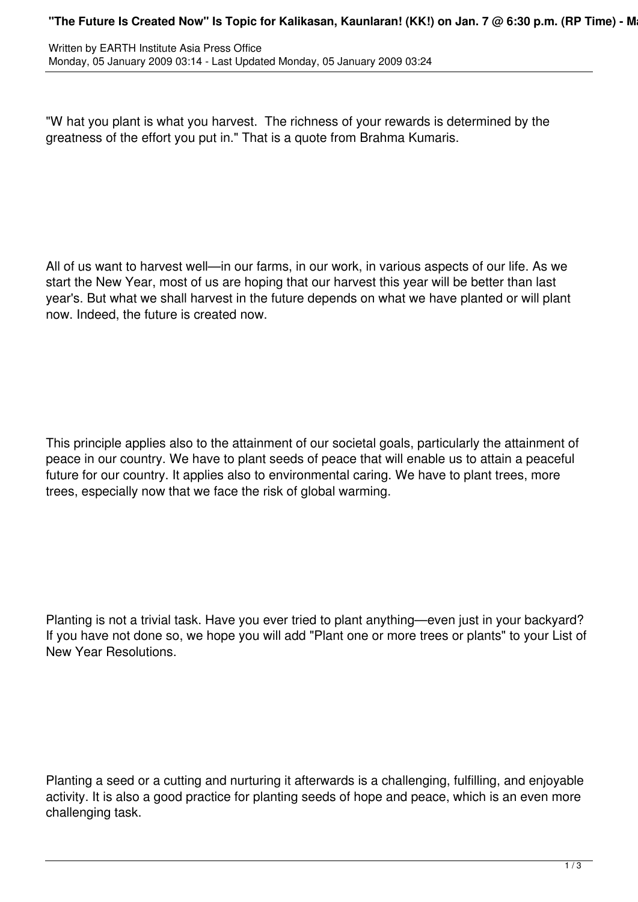Written by EARTH Institute Asia Press Office
Monday, 05 January 2009 03:14 - Last Updated Monday, 05 January 2009 03:24

"W hat you plant is what you harvest. The richness of your rewards is determined by the greatness of the effort you put in." That is a quote from Brahma Kumaris.

All of us want to harvest well—in our farms, in our work, in various aspects of our life. As we start the New Year, most of us are hoping that our harvest this year will be better than last year's. But what we shall harvest in the future depends on what we have planted or will plant now. Indeed, the future is created now.

This principle applies also to the attainment of our societal goals, particularly the attainment of peace in our country. We have to plant seeds of peace that will enable us to attain a peaceful future for our country. It applies also to environmental caring. We have to plant trees, more trees, especially now that we face the risk of global warming.

Planting is not a trivial task. Have you ever tried to plant anything—even just in your backyard? If you have not done so, we hope you will add "Plant one or more trees or plants" to your List of New Year Resolutions.

Planting a seed or a cutting and nurturing it afterwards is a challenging, fulfilling, and enjoyable activity. It is also a good practice for planting seeds of hope and peace, which is an even more challenging task.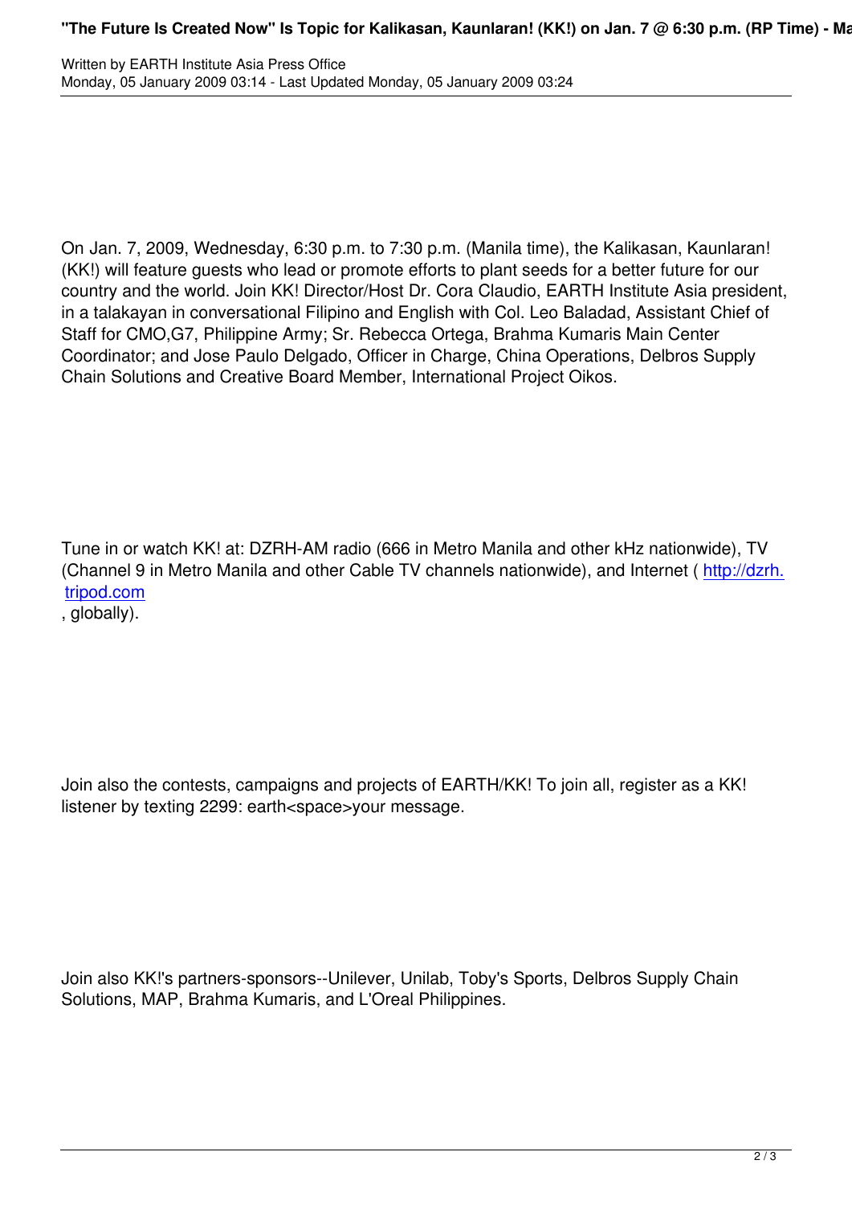On Jan. 7, 2009, Wednesday, 6:30 p.m. to 7:30 p.m. (Manila time), the Kalikasan, Kaunlaran! (KK!) will feature guests who lead or promote efforts to plant seeds for a better future for our country and the world. Join KK! Director/Host Dr. Cora Claudio, EARTH Institute Asia president, in a talakayan in conversational Filipino and English with Col. Leo Baladad, Assistant Chief of Staff for CMO,G7, Philippine Army; Sr. Rebecca Ortega, Brahma Kumaris Main Center Coordinator; and Jose Paulo Delgado, Officer in Charge, China Operations, Delbros Supply Chain Solutions and Creative Board Member, International Project Oikos.

Tune in or watch KK! at: DZRH-AM radio (666 in Metro Manila and other kHz nationwide), TV (Channel 9 in Metro Manila and other Cable TV channels nationwide), and Internet ( http://dzrh.tripod.com , globally).

Join also the contests, campaigns and projects of EARTH/KK! To join all, register as a KK! listener by texting 2299: earth<space>your message.

Join also KK!'s partners-sponsors--Unilever, Unilab, Toby's Sports, Delbros Supply Chain Solutions, MAP, Brahma Kumaris, and L'Oreal Philippines.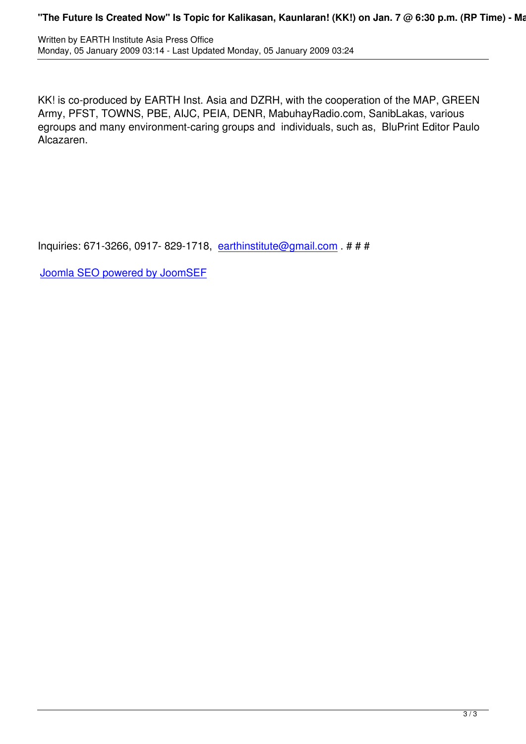KK! is co-produced by EARTH Inst. Asia and DZRH, with the cooperation of the MAP, GREEN Army, PFST, TOWNS, PBE, AIJC, PEIA, DENR, MabuhayRadio.com, SanibLakas, various egroups and many environment-caring groups and individuals, such as, BluPrint Editor Paulo Alcazaren.

Inquiries: 671-3266, 0917- 829-1718, earthinstitute@gmail.com . # # #

Joomla SEO powered by JoomSEF